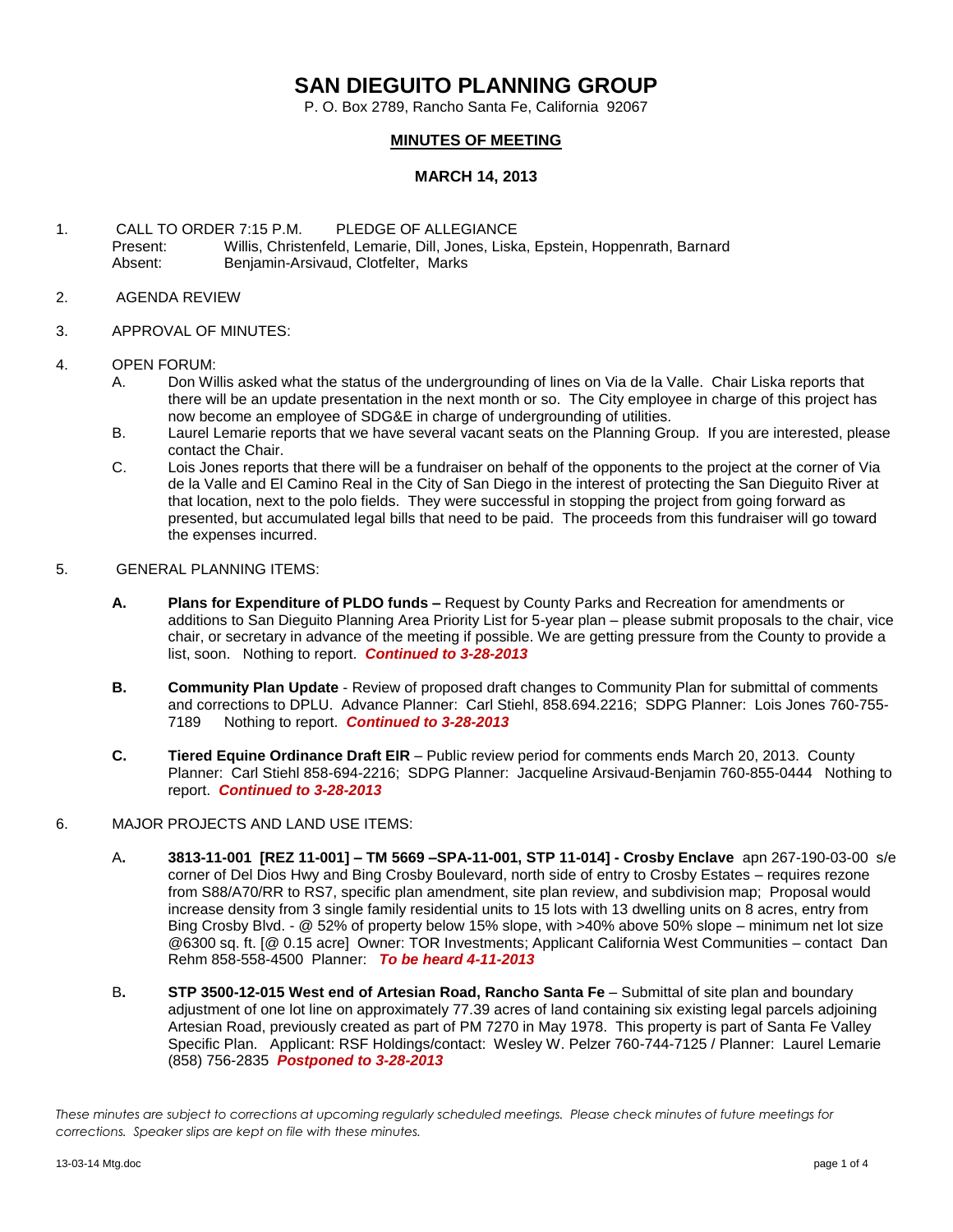# SAN DIEGUITO PLANNING GROUP

P. O. Box 2789, Rancho Santa Fe, California 92067

## MINUTES OF MEETING

### MARCH 14, 2013

1. CALL TO ORDER 7:15 P.M. PLEDGE OF ALLEGIANCE
   Present: Willis, Christenfeld, Lemarie, Dill, Jones, Liska, Epstein, Hoppenrath, Barnard
   Absent: Benjamin-Arsivaud, Clotfelter, Marks

2. AGENDA REVIEW

3. APPROVAL OF MINUTES:

4. OPEN FORUM:
   A. Don Willis asked what the status of the undergrounding of lines on Via de la Valle. Chair Liska reports that there will be an update presentation in the next month or so. The City employee in charge of this project has now become an employee of SDG&E in charge of undergrounding of utilities.
   B. Laurel Lemarie reports that we have several vacant seats on the Planning Group. If you are interested, please contact the Chair.
   C. Lois Jones reports that there will be a fundraiser on behalf of the opponents to the project at the corner of Via de la Valle and El Camino Real in the City of San Diego in the interest of protecting the San Dieguito River at that location, next to the polo fields. They were successful in stopping the project from going forward as presented, but accumulated legal bills that need to be paid. The proceeds from this fundraiser will go toward the expenses incurred.

5. GENERAL PLANNING ITEMS:

   **A.** **Plans for Expenditure of PLDO funds –** Request by County Parks and Recreation for amendments or additions to San Dieguito Planning Area Priority List for 5-year plan – please submit proposals to the chair, vice chair, or secretary in advance of the meeting if possible. We are getting pressure from the County to provide a list, soon. Nothing to report. ***Continued to 3-28-2013***

   **B.** **Community Plan Update** - Review of proposed draft changes to Community Plan for submittal of comments and corrections to DPLU. Advance Planner: Carl Stiehl, 858.694.2216; SDPG Planner: Lois Jones 760-755-7189 Nothing to report. ***Continued to 3-28-2013***

   **C.** **Tiered Equine Ordinance Draft EIR** – Public review period for comments ends March 20, 2013. County Planner: Carl Stiehl 858-694-2216; SDPG Planner: Jacqueline Arsivaud-Benjamin 760-855-0444 Nothing to report. ***Continued to 3-28-2013***

6. MAJOR PROJECTS AND LAND USE ITEMS:

   A**.** **3813-11-001 [REZ 11-001] – TM 5669 –SPA-11-001, STP 11-014] - Crosby Enclave** apn 267-190-03-00 s/e corner of Del Dios Hwy and Bing Crosby Boulevard, north side of entry to Crosby Estates – requires rezone from S88/A70/RR to RS7, specific plan amendment, site plan review, and subdivision map; Proposal would increase density from 3 single family residential units to 15 lots with 13 dwelling units on 8 acres, entry from Bing Crosby Blvd. - @ 52% of property below 15% slope, with >40% above 50% slope – minimum net lot size @6300 sq. ft. [@ 0.15 acre] Owner: TOR Investments; Applicant California West Communities – contact Dan Rehm 858-558-4500 Planner: ***To be heard 4-11-2013***

   B**.** **STP 3500-12-015 West end of Artesian Road, Rancho Santa Fe** – Submittal of site plan and boundary adjustment of one lot line on approximately 77.39 acres of land containing six existing legal parcels adjoining Artesian Road, previously created as part of PM 7270 in May 1978. This property is part of Santa Fe Valley Specific Plan. Applicant: RSF Holdings/contact: Wesley W. Pelzer 760-744-7125 / Planner: Laurel Lemarie (858) 756-2835 ***Postponed to 3-28-2013***

*These minutes are subject to corrections at upcoming regularly scheduled meetings. Please check minutes of future meetings for corrections. Speaker slips are kept on file with these minutes.*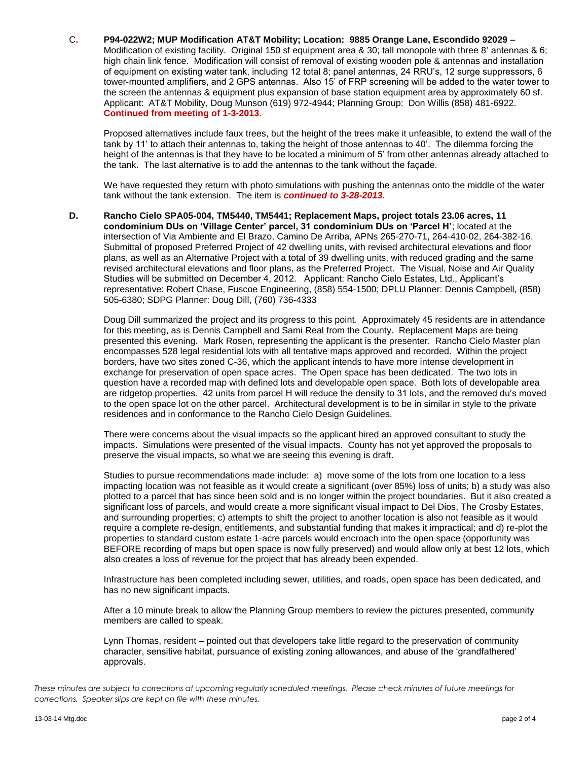C. **P94-022W2; MUP Modification AT&T Mobility; Location: 9885 Orange Lane, Escondido 92029** – Modification of existing facility. Original 150 sf equipment area & 30; tall monopole with three 8' antennas & 6; high chain link fence. Modification will consist of removal of existing wooden pole & antennas and installation of equipment on existing water tank, including 12 total 8; panel antennas, 24 RRU's, 12 surge suppressors, 6 tower-mounted amplifiers, and 2 GPS antennas. Also 15' of FRP screening will be added to the water tower to the screen the antennas & equipment plus expansion of base station equipment area by approximately 60 sf. Applicant: AT&T Mobility, Doug Munson (619) 972-4944; Planning Group: Don Willis (858) 481-6922. **Continued from meeting of 1-3-2013**.

Proposed alternatives include faux trees, but the height of the trees make it unfeasible, to extend the wall of the tank by 11' to attach their antennas to, taking the height of those antennas to 40'. The dilemma forcing the height of the antennas is that they have to be located a minimum of 5' from other antennas already attached to the tank. The last alternative is to add the antennas to the tank without the façade.

We have requested they return with photo simulations with pushing the antennas onto the middle of the water tank without the tank extension. The item is ***continued to 3-28-2013.***

**D. Rancho Cielo SPA05-004, TM5440, TM5441; Replacement Maps, project totals 23.06 acres, 11 condominium DUs on 'Village Center' parcel, 31 condominium DUs on 'Parcel H'**; located at the intersection of Via Ambiente and El Brazo, Camino De Arriba, APNs 265-270-71, 264-410-02, 264-382-16. Submittal of proposed Preferred Project of 42 dwelling units, with revised architectural elevations and floor plans, as well as an Alternative Project with a total of 39 dwelling units, with reduced grading and the same revised architectural elevations and floor plans, as the Preferred Project. The Visual, Noise and Air Quality Studies will be submitted on December 4, 2012. Applicant: Rancho Cielo Estates, Ltd., Applicant's representative: Robert Chase, Fuscoe Engineering, (858) 554-1500; DPLU Planner: Dennis Campbell, (858) 505-6380; SDPG Planner: Doug Dill, (760) 736-4333

Doug Dill summarized the project and its progress to this point. Approximately 45 residents are in attendance for this meeting, as is Dennis Campbell and Sami Real from the County. Replacement Maps are being presented this evening. Mark Rosen, representing the applicant is the presenter. Rancho Cielo Master plan encompasses 528 legal residential lots with all tentative maps approved and recorded. Within the project borders, have two sites zoned C-36, which the applicant intends to have more intense development in exchange for preservation of open space acres. The Open space has been dedicated. The two lots in question have a recorded map with defined lots and developable open space. Both lots of developable area are ridgetop properties. 42 units from parcel H will reduce the density to 31 lots, and the removed du's moved to the open space lot on the other parcel. Architectural development is to be in similar in style to the private residences and in conformance to the Rancho Cielo Design Guidelines.

There were concerns about the visual impacts so the applicant hired an approved consultant to study the impacts. Simulations were presented of the visual impacts. County has not yet approved the proposals to preserve the visual impacts, so what we are seeing this evening is draft.

Studies to pursue recommendations made include: a) move some of the lots from one location to a less impacting location was not feasible as it would create a significant (over 85%) loss of units; b) a study was also plotted to a parcel that has since been sold and is no longer within the project boundaries. But it also created a significant loss of parcels, and would create a more significant visual impact to Del Dios, The Crosby Estates, and surrounding properties; c) attempts to shift the project to another location is also not feasible as it would require a complete re-design, entitlements, and substantial funding that makes it impractical; and d) re-plot the properties to standard custom estate 1-acre parcels would encroach into the open space (opportunity was BEFORE recording of maps but open space is now fully preserved) and would allow only at best 12 lots, which also creates a loss of revenue for the project that has already been expended.

Infrastructure has been completed including sewer, utilities, and roads, open space has been dedicated, and has no new significant impacts.

After a 10 minute break to allow the Planning Group members to review the pictures presented, community members are called to speak.

Lynn Thomas, resident – pointed out that developers take little regard to the preservation of community character, sensitive habitat, pursuance of existing zoning allowances, and abuse of the 'grandfathered' approvals.

*These minutes are subject to corrections at upcoming regularly scheduled meetings. Please check minutes of future meetings for corrections. Speaker slips are kept on file with these minutes.*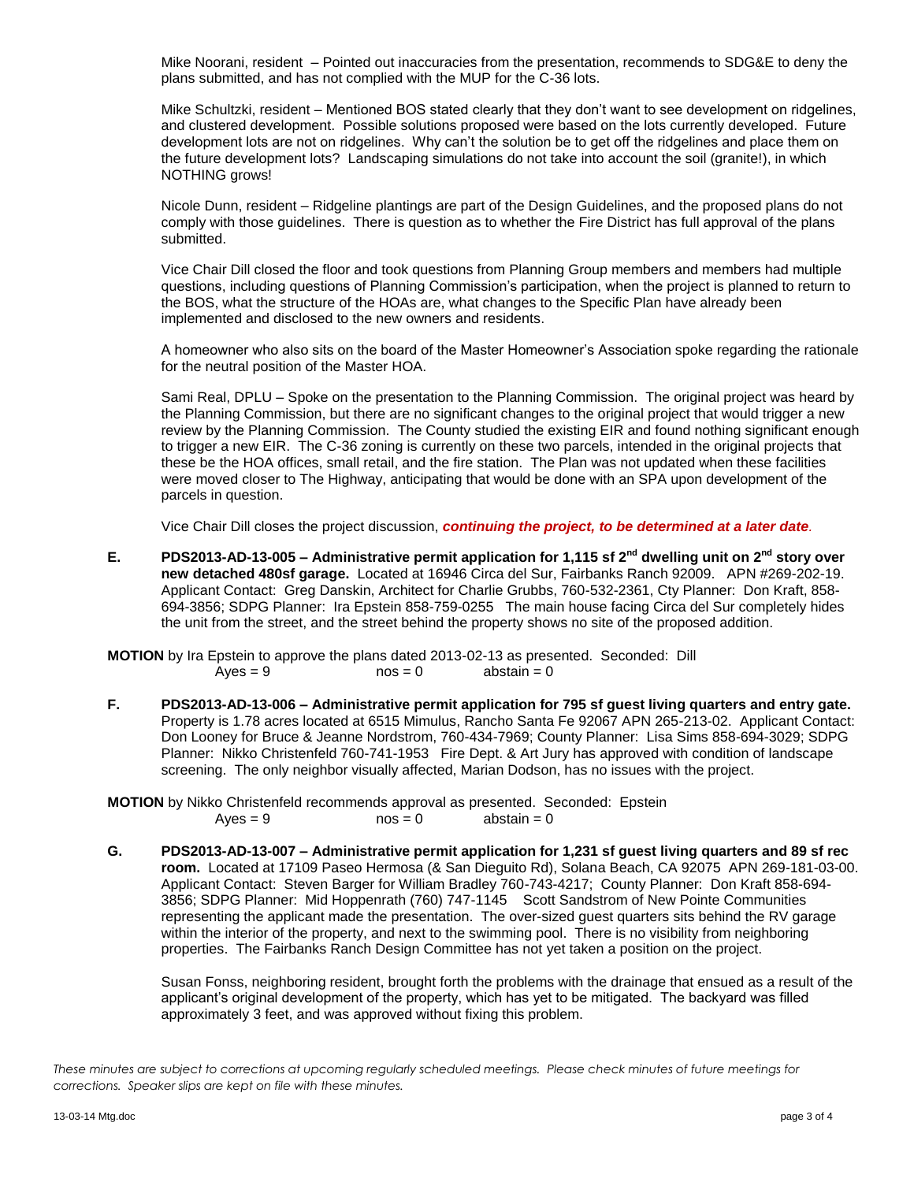Mike Noorani, resident – Pointed out inaccuracies from the presentation, recommends to SDG&E to deny the plans submitted, and has not complied with the MUP for the C-36 lots.

Mike Schultzki, resident – Mentioned BOS stated clearly that they don't want to see development on ridgelines, and clustered development. Possible solutions proposed were based on the lots currently developed. Future development lots are not on ridgelines. Why can't the solution be to get off the ridgelines and place them on the future development lots? Landscaping simulations do not take into account the soil (granite!), in which NOTHING grows!

Nicole Dunn, resident – Ridgeline plantings are part of the Design Guidelines, and the proposed plans do not comply with those guidelines. There is question as to whether the Fire District has full approval of the plans submitted.

Vice Chair Dill closed the floor and took questions from Planning Group members and members had multiple questions, including questions of Planning Commission's participation, when the project is planned to return to the BOS, what the structure of the HOAs are, what changes to the Specific Plan have already been implemented and disclosed to the new owners and residents.

A homeowner who also sits on the board of the Master Homeowner's Association spoke regarding the rationale for the neutral position of the Master HOA.

Sami Real, DPLU – Spoke on the presentation to the Planning Commission. The original project was heard by the Planning Commission, but there are no significant changes to the original project that would trigger a new review by the Planning Commission. The County studied the existing EIR and found nothing significant enough to trigger a new EIR. The C-36 zoning is currently on these two parcels, intended in the original projects that these be the HOA offices, small retail, and the fire station. The Plan was not updated when these facilities were moved closer to The Highway, anticipating that would be done with an SPA upon development of the parcels in question.

Vice Chair Dill closes the project discussion, ***continuing the project, to be determined at a later date.***

**E. PDS2013-AD-13-005 – Administrative permit application for 1,115 sf 2nd dwelling unit on 2nd story over new detached 480sf garage.** Located at 16946 Circa del Sur, Fairbanks Ranch 92009. APN #269-202-19. Applicant Contact: Greg Danskin, Architect for Charlie Grubbs, 760-532-2361, Cty Planner: Don Kraft, 858-694-3856; SDPG Planner: Ira Epstein 858-759-0255 The main house facing Circa del Sur completely hides the unit from the street, and the street behind the property shows no site of the proposed addition.

**MOTION** by Ira Epstein to approve the plans dated 2013-02-13 as presented. Seconded: Dill
Ayes = 9 nos = 0 abstain = 0

**F. PDS2013-AD-13-006 – Administrative permit application for 795 sf guest living quarters and entry gate.** Property is 1.78 acres located at 6515 Mimulus, Rancho Santa Fe 92067 APN 265-213-02. Applicant Contact: Don Looney for Bruce & Jeanne Nordstrom, 760-434-7969; County Planner: Lisa Sims 858-694-3029; SDPG Planner: Nikko Christenfeld 760-741-1953 Fire Dept. & Art Jury has approved with condition of landscape screening. The only neighbor visually affected, Marian Dodson, has no issues with the project.

**MOTION** by Nikko Christenfeld recommends approval as presented. Seconded: Epstein
Ayes = 9 nos = 0 abstain = 0

**G. PDS2013-AD-13-007 – Administrative permit application for 1,231 sf guest living quarters and 89 sf rec room.** Located at 17109 Paseo Hermosa (& San Dieguito Rd), Solana Beach, CA 92075 APN 269-181-03-00. Applicant Contact: Steven Barger for William Bradley 760-743-4217; County Planner: Don Kraft 858-694-3856; SDPG Planner: Mid Hoppenrath (760) 747-1145 Scott Sandstrom of New Pointe Communities representing the applicant made the presentation. The over-sized guest quarters sits behind the RV garage within the interior of the property, and next to the swimming pool. There is no visibility from neighboring properties. The Fairbanks Ranch Design Committee has not yet taken a position on the project.

Susan Fonss, neighboring resident, brought forth the problems with the drainage that ensued as a result of the applicant's original development of the property, which has yet to be mitigated. The backyard was filled approximately 3 feet, and was approved without fixing this problem.

*These minutes are subject to corrections at upcoming regularly scheduled meetings. Please check minutes of future meetings for corrections. Speaker slips are kept on file with these minutes.*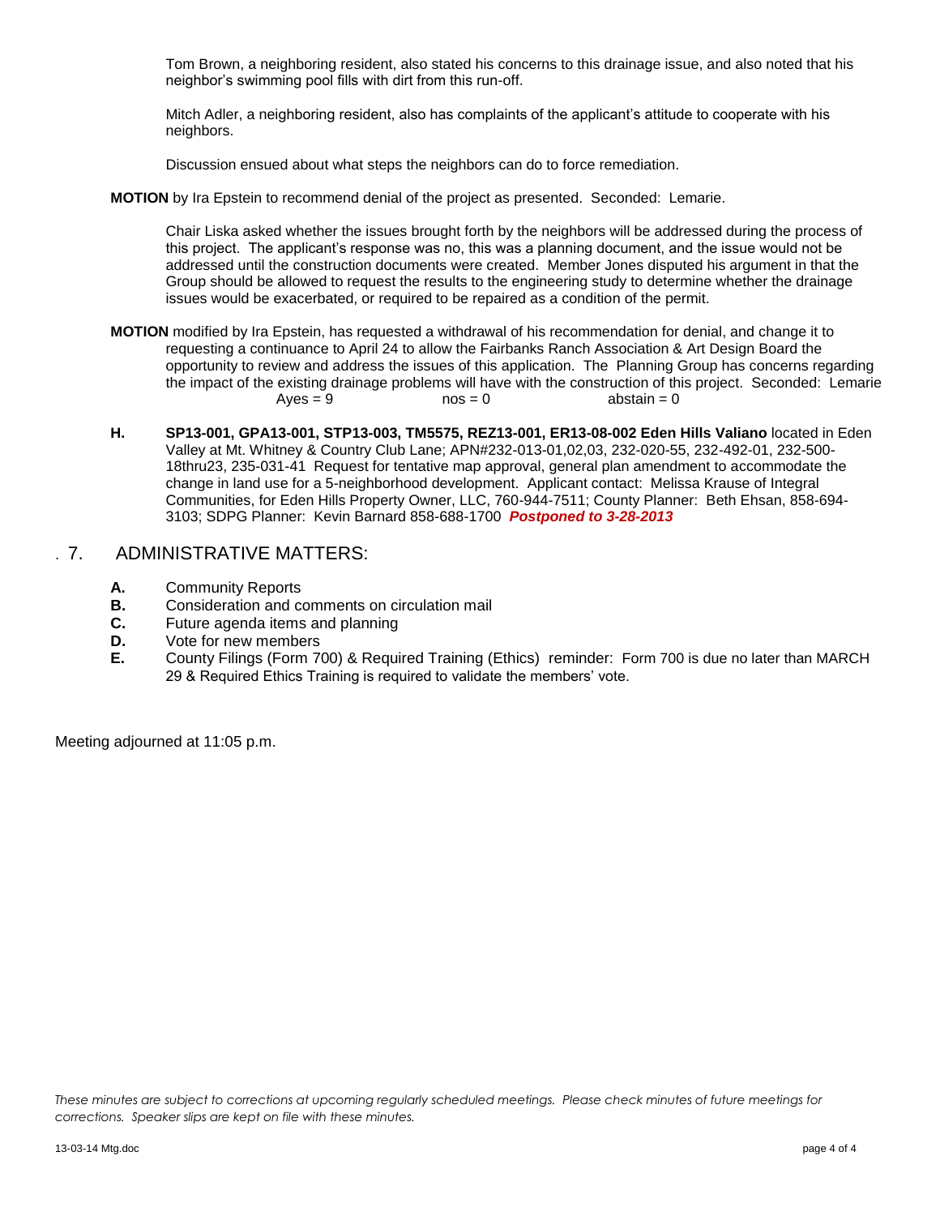Tom Brown, a neighboring resident, also stated his concerns to this drainage issue, and also noted that his neighbor's swimming pool fills with dirt from this run-off.

Mitch Adler, a neighboring resident, also has complaints of the applicant's attitude to cooperate with his neighbors.

Discussion ensued about what steps the neighbors can do to force remediation.

**MOTION** by Ira Epstein to recommend denial of the project as presented. Seconded: Lemarie.

Chair Liska asked whether the issues brought forth by the neighbors will be addressed during the process of this project. The applicant's response was no, this was a planning document, and the issue would not be addressed until the construction documents were created. Member Jones disputed his argument in that the Group should be allowed to request the results to the engineering study to determine whether the drainage issues would be exacerbated, or required to be repaired as a condition of the permit.

**MOTION** modified by Ira Epstein, has requested a withdrawal of his recommendation for denial, and change it to requesting a continuance to April 24 to allow the Fairbanks Ranch Association & Art Design Board the opportunity to review and address the issues of this application. The Planning Group has concerns regarding the impact of the existing drainage problems will have with the construction of this project. Seconded: Lemarie

Ayes = 9 nos = 0 abstain = 0

**H. SP13-001, GPA13-001, STP13-003, TM5575, REZ13-001, ER13-08-002 Eden Hills Valiano** located in Eden Valley at Mt. Whitney & Country Club Lane; APN#232-013-01,02,03, 232-020-55, 232-492-01, 232-500-18thru23, 235-031-41 Request for tentative map approval, general plan amendment to accommodate the change in land use for a 5-neighborhood development. Applicant contact: Melissa Krause of Integral Communities, for Eden Hills Property Owner, LLC, 760-944-7511; County Planner: Beth Ehsan, 858-694-3103; SDPG Planner: Kevin Barnard 858-688-1700 ***Postponed to 3-28-2013***

## 7. ADMINISTRATIVE MATTERS:

**A.** Community Reports
**B.** Consideration and comments on circulation mail
**C.** Future agenda items and planning
**D.** Vote for new members
**E.** County Filings (Form 700) & Required Training (Ethics) reminder: Form 700 is due no later than MARCH 29 & Required Ethics Training is required to validate the members' vote.

Meeting adjourned at 11:05 p.m.

*These minutes are subject to corrections at upcoming regularly scheduled meetings. Please check minutes of future meetings for corrections. Speaker slips are kept on file with these minutes.*